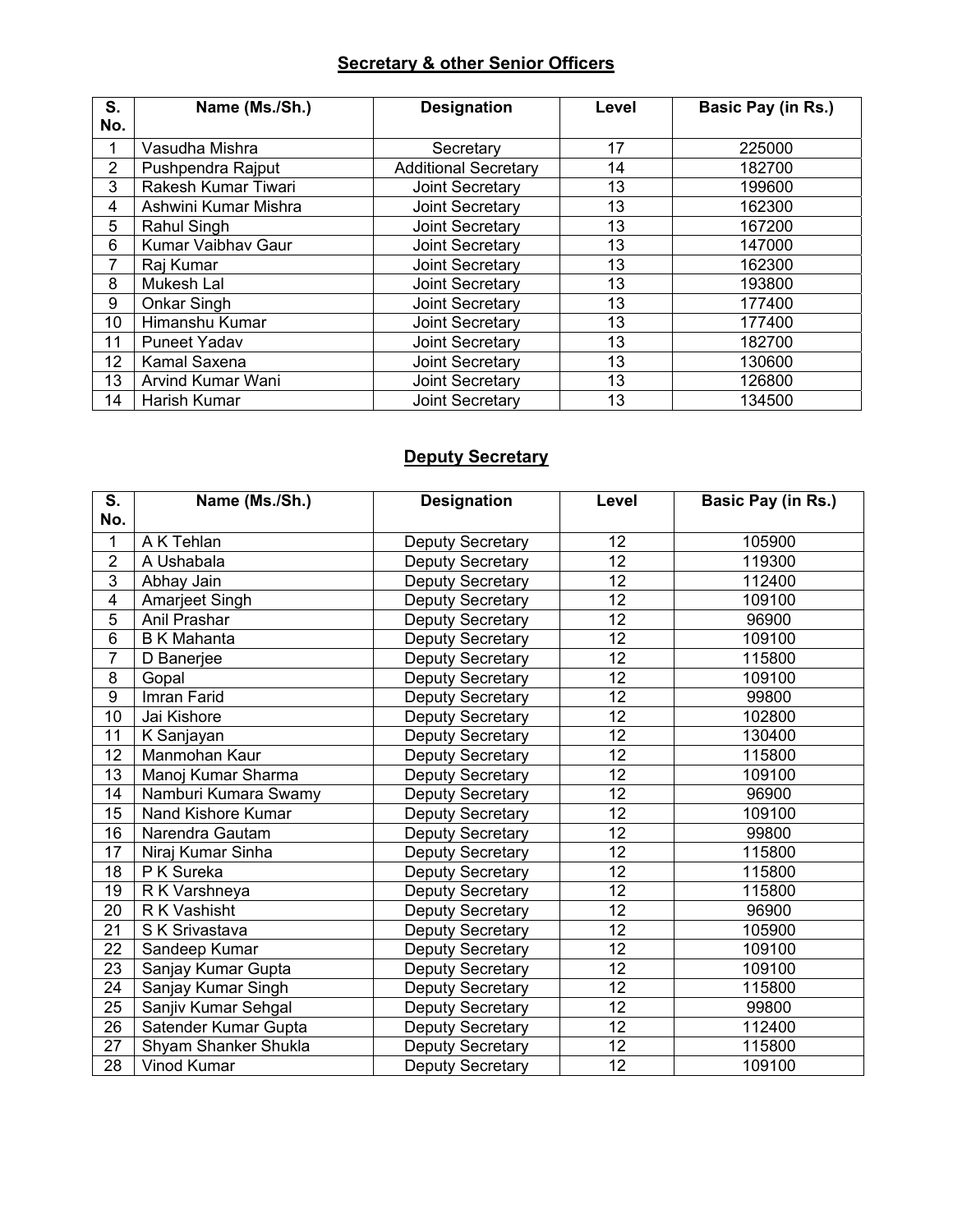## Secretary & other Senior Officers

| S. No. | Name (Ms./Sh.) | Designation | Level | Basic Pay (in Rs.) |
|---|---|---|---|---|
| 1 | Vasudha Mishra | Secretary | 17 | 225000 |
| 2 | Pushpendra Rajput | Additional Secretary | 14 | 182700 |
| 3 | Rakesh Kumar Tiwari | Joint Secretary | 13 | 199600 |
| 4 | Ashwini Kumar Mishra | Joint Secretary | 13 | 162300 |
| 5 | Rahul Singh | Joint Secretary | 13 | 167200 |
| 6 | Kumar Vaibhav Gaur | Joint Secretary | 13 | 147000 |
| 7 | Raj Kumar | Joint Secretary | 13 | 162300 |
| 8 | Mukesh Lal | Joint Secretary | 13 | 193800 |
| 9 | Onkar Singh | Joint Secretary | 13 | 177400 |
| 10 | Himanshu Kumar | Joint Secretary | 13 | 177400 |
| 11 | Puneet Yadav | Joint Secretary | 13 | 182700 |
| 12 | Kamal Saxena | Joint Secretary | 13 | 130600 |
| 13 | Arvind Kumar Wani | Joint Secretary | 13 | 126800 |
| 14 | Harish Kumar | Joint Secretary | 13 | 134500 |

## Deputy Secretary

| S. No. | Name (Ms./Sh.) | Designation | Level | Basic Pay (in Rs.) |
|---|---|---|---|---|
| 1 | A K Tehlan | Deputy Secretary | 12 | 105900 |
| 2 | A Ushabala | Deputy Secretary | 12 | 119300 |
| 3 | Abhay Jain | Deputy Secretary | 12 | 112400 |
| 4 | Amarjeet Singh | Deputy Secretary | 12 | 109100 |
| 5 | Anil Prashar | Deputy Secretary | 12 | 96900 |
| 6 | B K Mahanta | Deputy Secretary | 12 | 109100 |
| 7 | D Banerjee | Deputy Secretary | 12 | 115800 |
| 8 | Gopal | Deputy Secretary | 12 | 109100 |
| 9 | Imran Farid | Deputy Secretary | 12 | 99800 |
| 10 | Jai Kishore | Deputy Secretary | 12 | 102800 |
| 11 | K Sanjayan | Deputy Secretary | 12 | 130400 |
| 12 | Manmohan Kaur | Deputy Secretary | 12 | 115800 |
| 13 | Manoj Kumar Sharma | Deputy Secretary | 12 | 109100 |
| 14 | Namburi Kumara Swamy | Deputy Secretary | 12 | 96900 |
| 15 | Nand Kishore Kumar | Deputy Secretary | 12 | 109100 |
| 16 | Narendra Gautam | Deputy Secretary | 12 | 99800 |
| 17 | Niraj Kumar Sinha | Deputy Secretary | 12 | 115800 |
| 18 | P K Sureka | Deputy Secretary | 12 | 115800 |
| 19 | R K Varshneya | Deputy Secretary | 12 | 115800 |
| 20 | R K Vashisht | Deputy Secretary | 12 | 96900 |
| 21 | S K Srivastava | Deputy Secretary | 12 | 105900 |
| 22 | Sandeep Kumar | Deputy Secretary | 12 | 109100 |
| 23 | Sanjay Kumar Gupta | Deputy Secretary | 12 | 109100 |
| 24 | Sanjay Kumar Singh | Deputy Secretary | 12 | 115800 |
| 25 | Sanjiv Kumar Sehgal | Deputy Secretary | 12 | 99800 |
| 26 | Satender Kumar Gupta | Deputy Secretary | 12 | 112400 |
| 27 | Shyam Shanker Shukla | Deputy Secretary | 12 | 115800 |
| 28 | Vinod Kumar | Deputy Secretary | 12 | 109100 |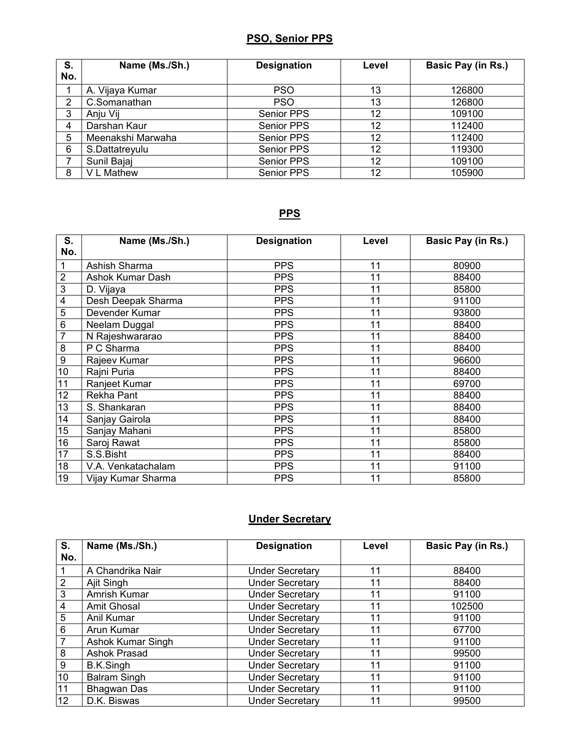## PSO, Senior PPS

| S. No. | Name (Ms./Sh.) | Designation | Level | Basic Pay (in Rs.) |
|---|---|---|---|---|
| 1 | A. Vijaya Kumar | PSO | 13 | 126800 |
| 2 | C.Somanathan | PSO | 13 | 126800 |
| 3 | Anju Vij | Senior PPS | 12 | 109100 |
| 4 | Darshan Kaur | Senior PPS | 12 | 112400 |
| 5 | Meenakshi Marwaha | Senior PPS | 12 | 112400 |
| 6 | S.Dattatreyulu | Senior PPS | 12 | 119300 |
| 7 | Sunil Bajaj | Senior PPS | 12 | 109100 |
| 8 | V L Mathew | Senior PPS | 12 | 105900 |

## PPS

| S. No. | Name (Ms./Sh.) | Designation | Level | Basic Pay (in Rs.) |
|---|---|---|---|---|
| 1 | Ashish Sharma | PPS | 11 | 80900 |
| 2 | Ashok Kumar Dash | PPS | 11 | 88400 |
| 3 | D. Vijaya | PPS | 11 | 85800 |
| 4 | Desh Deepak Sharma | PPS | 11 | 91100 |
| 5 | Devender Kumar | PPS | 11 | 93800 |
| 6 | Neelam Duggal | PPS | 11 | 88400 |
| 7 | N Rajeshwararao | PPS | 11 | 88400 |
| 8 | P C Sharma | PPS | 11 | 88400 |
| 9 | Rajeev Kumar | PPS | 11 | 96600 |
| 10 | Rajni Puria | PPS | 11 | 88400 |
| 11 | Ranjeet Kumar | PPS | 11 | 69700 |
| 12 | Rekha Pant | PPS | 11 | 88400 |
| 13 | S. Shankaran | PPS | 11 | 88400 |
| 14 | Sanjay Gairola | PPS | 11 | 88400 |
| 15 | Sanjay Mahani | PPS | 11 | 85800 |
| 16 | Saroj Rawat | PPS | 11 | 85800 |
| 17 | S.S.Bisht | PPS | 11 | 88400 |
| 18 | V.A. Venkatachalam | PPS | 11 | 91100 |
| 19 | Vijay Kumar Sharma | PPS | 11 | 85800 |

## Under Secretary

| S. No. | Name (Ms./Sh.) | Designation | Level | Basic Pay (in Rs.) |
|---|---|---|---|---|
| 1 | A Chandrika Nair | Under Secretary | 11 | 88400 |
| 2 | Ajit Singh | Under Secretary | 11 | 88400 |
| 3 | Amrish Kumar | Under Secretary | 11 | 91100 |
| 4 | Amit Ghosal | Under Secretary | 11 | 102500 |
| 5 | Anil Kumar | Under Secretary | 11 | 91100 |
| 6 | Arun Kumar | Under Secretary | 11 | 67700 |
| 7 | Ashok Kumar Singh | Under Secretary | 11 | 91100 |
| 8 | Ashok Prasad | Under Secretary | 11 | 99500 |
| 9 | B.K.Singh | Under Secretary | 11 | 91100 |
| 10 | Balram Singh | Under Secretary | 11 | 91100 |
| 11 | Bhagwan Das | Under Secretary | 11 | 91100 |
| 12 | D.K. Biswas | Under Secretary | 11 | 99500 |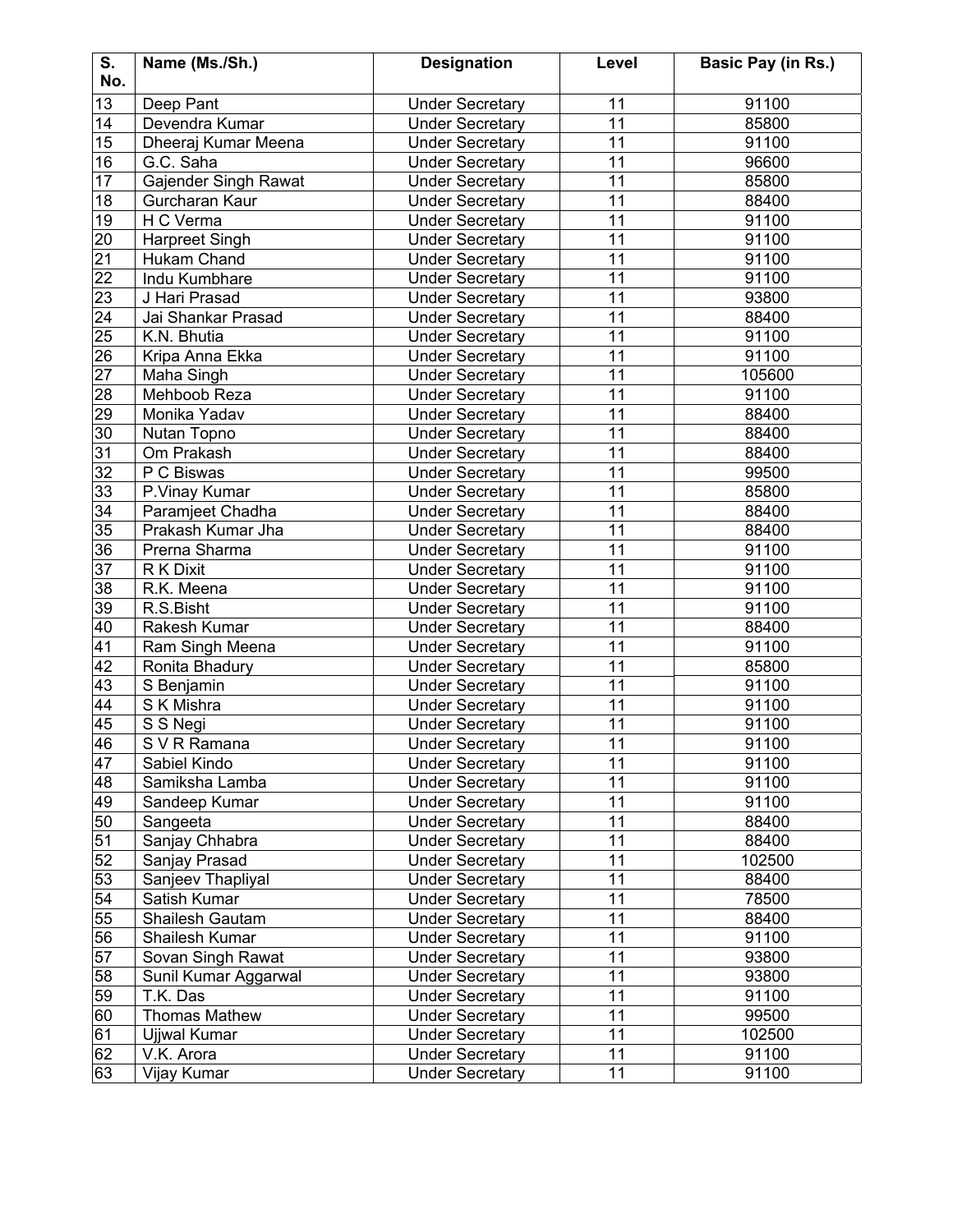| S. No. | Name (Ms./Sh.) | Designation | Level | Basic Pay (in Rs.) |
|---|---|---|---|---|
| 13 | Deep Pant | Under Secretary | 11 | 91100 |
| 14 | Devendra Kumar | Under Secretary | 11 | 85800 |
| 15 | Dheeraj Kumar Meena | Under Secretary | 11 | 91100 |
| 16 | G.C. Saha | Under Secretary | 11 | 96600 |
| 17 | Gajender Singh Rawat | Under Secretary | 11 | 85800 |
| 18 | Gurcharan Kaur | Under Secretary | 11 | 88400 |
| 19 | H C Verma | Under Secretary | 11 | 91100 |
| 20 | Harpreet Singh | Under Secretary | 11 | 91100 |
| 21 | Hukam Chand | Under Secretary | 11 | 91100 |
| 22 | Indu Kumbhare | Under Secretary | 11 | 91100 |
| 23 | J Hari Prasad | Under Secretary | 11 | 93800 |
| 24 | Jai Shankar Prasad | Under Secretary | 11 | 88400 |
| 25 | K.N. Bhutia | Under Secretary | 11 | 91100 |
| 26 | Kripa Anna Ekka | Under Secretary | 11 | 91100 |
| 27 | Maha Singh | Under Secretary | 11 | 105600 |
| 28 | Mehboob Reza | Under Secretary | 11 | 91100 |
| 29 | Monika Yadav | Under Secretary | 11 | 88400 |
| 30 | Nutan Topno | Under Secretary | 11 | 88400 |
| 31 | Om Prakash | Under Secretary | 11 | 88400 |
| 32 | P C Biswas | Under Secretary | 11 | 99500 |
| 33 | P.Vinay Kumar | Under Secretary | 11 | 85800 |
| 34 | Paramjeet Chadha | Under Secretary | 11 | 88400 |
| 35 | Prakash Kumar Jha | Under Secretary | 11 | 88400 |
| 36 | Prerna Sharma | Under Secretary | 11 | 91100 |
| 37 | R K Dixit | Under Secretary | 11 | 91100 |
| 38 | R.K. Meena | Under Secretary | 11 | 91100 |
| 39 | R.S.Bisht | Under Secretary | 11 | 91100 |
| 40 | Rakesh Kumar | Under Secretary | 11 | 88400 |
| 41 | Ram Singh Meena | Under Secretary | 11 | 91100 |
| 42 | Ronita Bhadury | Under Secretary | 11 | 85800 |
| 43 | S Benjamin | Under Secretary | 11 | 91100 |
| 44 | S K Mishra | Under Secretary | 11 | 91100 |
| 45 | S S Negi | Under Secretary | 11 | 91100 |
| 46 | S V R Ramana | Under Secretary | 11 | 91100 |
| 47 | Sabiel Kindo | Under Secretary | 11 | 91100 |
| 48 | Samiksha Lamba | Under Secretary | 11 | 91100 |
| 49 | Sandeep Kumar | Under Secretary | 11 | 91100 |
| 50 | Sangeeta | Under Secretary | 11 | 88400 |
| 51 | Sanjay Chhabra | Under Secretary | 11 | 88400 |
| 52 | Sanjay Prasad | Under Secretary | 11 | 102500 |
| 53 | Sanjeev Thapliyal | Under Secretary | 11 | 88400 |
| 54 | Satish Kumar | Under Secretary | 11 | 78500 |
| 55 | Shailesh Gautam | Under Secretary | 11 | 88400 |
| 56 | Shailesh Kumar | Under Secretary | 11 | 91100 |
| 57 | Sovan Singh Rawat | Under Secretary | 11 | 93800 |
| 58 | Sunil Kumar Aggarwal | Under Secretary | 11 | 93800 |
| 59 | T.K. Das | Under Secretary | 11 | 91100 |
| 60 | Thomas Mathew | Under Secretary | 11 | 99500 |
| 61 | Ujjwal Kumar | Under Secretary | 11 | 102500 |
| 62 | V.K. Arora | Under Secretary | 11 | 91100 |
| 63 | Vijay Kumar | Under Secretary | 11 | 91100 |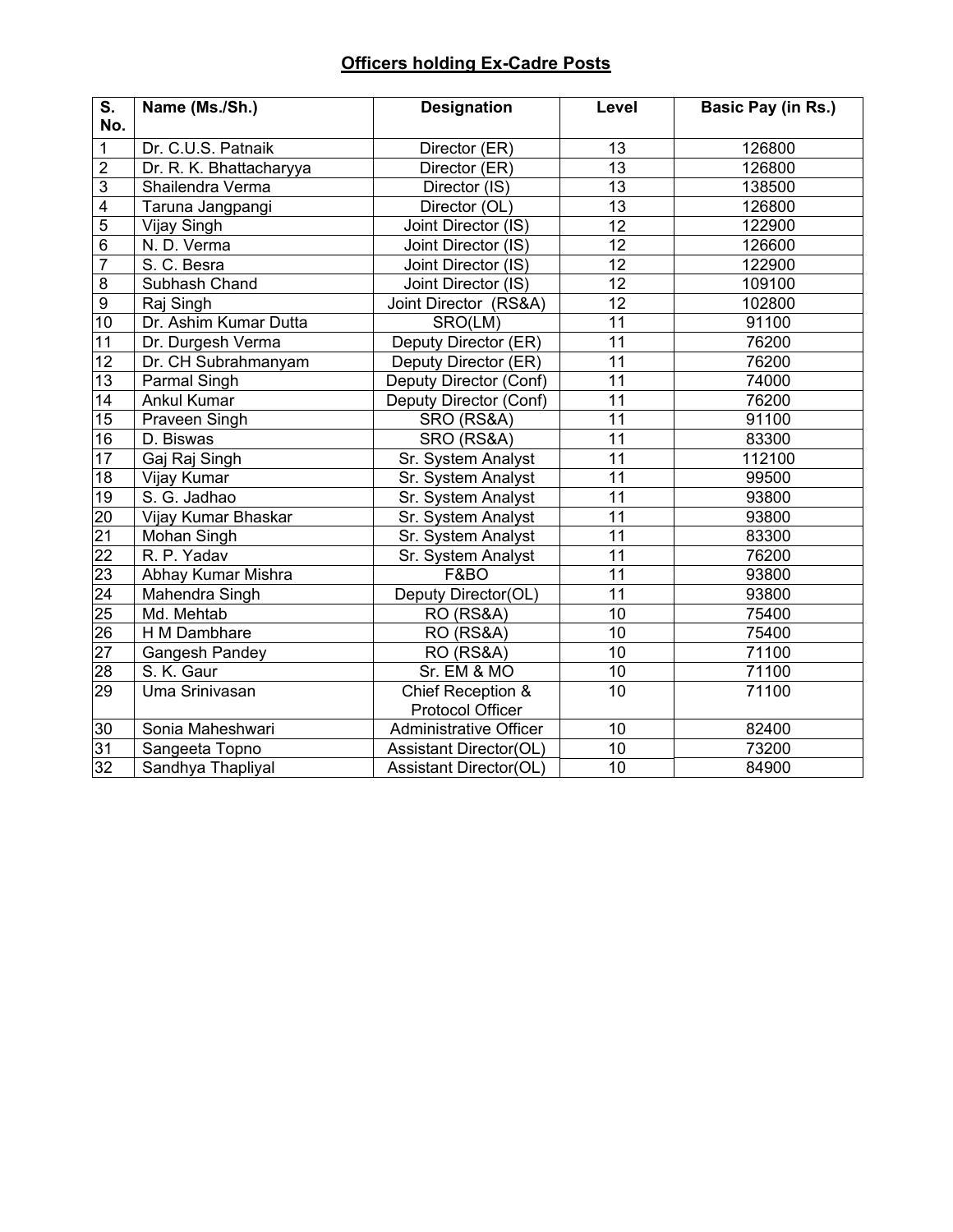## Officers holding Ex-Cadre Posts

| S. No. | Name (Ms./Sh.) | Designation | Level | Basic Pay (in Rs.) |
|---|---|---|---|---|
| 1 | Dr. C.U.S. Patnaik | Director (ER) | 13 | 126800 |
| 2 | Dr. R. K. Bhattacharyya | Director (ER) | 13 | 126800 |
| 3 | Shailendra Verma | Director (IS) | 13 | 138500 |
| 4 | Taruna Jangpangi | Director (OL) | 13 | 126800 |
| 5 | Vijay Singh | Joint Director (IS) | 12 | 122900 |
| 6 | N. D. Verma | Joint Director (IS) | 12 | 126600 |
| 7 | S. C. Besra | Joint Director (IS) | 12 | 122900 |
| 8 | Subhash Chand | Joint Director (IS) | 12 | 109100 |
| 9 | Raj Singh | Joint Director (RS&A) | 12 | 102800 |
| 10 | Dr. Ashim Kumar Dutta | SRO(LM) | 11 | 91100 |
| 11 | Dr. Durgesh Verma | Deputy Director (ER) | 11 | 76200 |
| 12 | Dr. CH Subrahmanyam | Deputy Director (ER) | 11 | 76200 |
| 13 | Parmal Singh | Deputy Director (Conf) | 11 | 74000 |
| 14 | Ankul Kumar | Deputy Director (Conf) | 11 | 76200 |
| 15 | Praveen Singh | SRO (RS&A) | 11 | 91100 |
| 16 | D. Biswas | SRO (RS&A) | 11 | 83300 |
| 17 | Gaj Raj Singh | Sr. System Analyst | 11 | 112100 |
| 18 | Vijay Kumar | Sr. System Analyst | 11 | 99500 |
| 19 | S. G. Jadhao | Sr. System Analyst | 11 | 93800 |
| 20 | Vijay Kumar Bhaskar | Sr. System Analyst | 11 | 93800 |
| 21 | Mohan Singh | Sr. System Analyst | 11 | 83300 |
| 22 | R. P. Yadav | Sr. System Analyst | 11 | 76200 |
| 23 | Abhay Kumar Mishra | F&BO | 11 | 93800 |
| 24 | Mahendra Singh | Deputy Director(OL) | 11 | 93800 |
| 25 | Md. Mehtab | RO (RS&A) | 10 | 75400 |
| 26 | H M Dambhare | RO (RS&A) | 10 | 75400 |
| 27 | Gangesh Pandey | RO (RS&A) | 10 | 71100 |
| 28 | S. K. Gaur | Sr. EM & MO | 10 | 71100 |
| 29 | Uma Srinivasan | Chief Reception & Protocol Officer | 10 | 71100 |
| 30 | Sonia Maheshwari | Administrative Officer | 10 | 82400 |
| 31 | Sangeeta Topno | Assistant Director(OL) | 10 | 73200 |
| 32 | Sandhya Thapliyal | Assistant Director(OL) | 10 | 84900 |